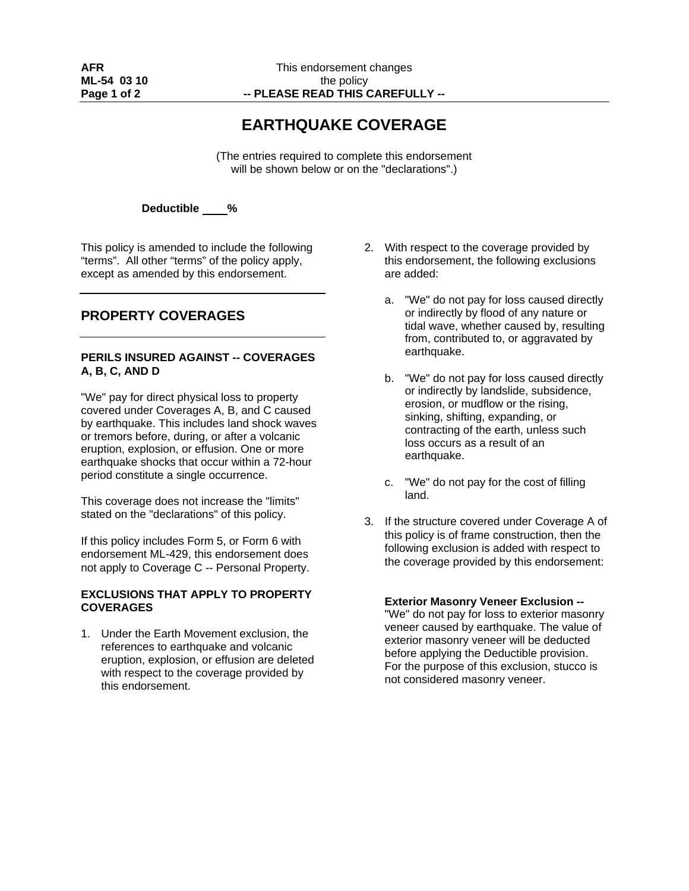AFR
ML-54 03 10

This endorsement changes the policy
**-- PLEASE READ THIS CAREFULLY --**

# EARTHQUAKE COVERAGE

(The entries required to complete this endorsement will be shown below or on the "declarations".)

**Deductible ____%**

This policy is amended to include the following “terms”. All other “terms” of the policy apply, except as amended by this endorsement.

## PROPERTY COVERAGES

### PERILS INSURED AGAINST -- COVERAGES A, B, C, AND D

"We" pay for direct physical loss to property covered under Coverages A, B, and C caused by earthquake. This includes land shock waves or tremors before, during, or after a volcanic eruption, explosion, or effusion. One or more earthquake shocks that occur within a 72-hour period constitute a single occurrence.

This coverage does not increase the "limits" stated on the "declarations" of this policy.

If this policy includes Form 5, or Form 6 with endorsement ML-429, this endorsement does not apply to Coverage C -- Personal Property.

### EXCLUSIONS THAT APPLY TO PROPERTY COVERAGES

1. Under the Earth Movement exclusion, the references to earthquake and volcanic eruption, explosion, or effusion are deleted with respect to the coverage provided by this endorsement.

2. With respect to the coverage provided by this endorsement, the following exclusions are added:

   a. "We" do not pay for loss caused directly or indirectly by flood of any nature or tidal wave, whether caused by, resulting from, contributed to, or aggravated by earthquake.

   b. "We" do not pay for loss caused directly or indirectly by landslide, subsidence, erosion, or mudflow or the rising, sinking, shifting, expanding, or contracting of the earth, unless such loss occurs as a result of an earthquake.

   c. "We" do not pay for the cost of filling land.

3. If the structure covered under Coverage A of this policy is of frame construction, then the following exclusion is added with respect to the coverage provided by this endorsement:

   **Exterior Masonry Veneer Exclusion --** "We" do not pay for loss to exterior masonry veneer caused by earthquake. The value of exterior masonry veneer will be deducted before applying the Deductible provision. For the purpose of this exclusion, stucco is not considered masonry veneer.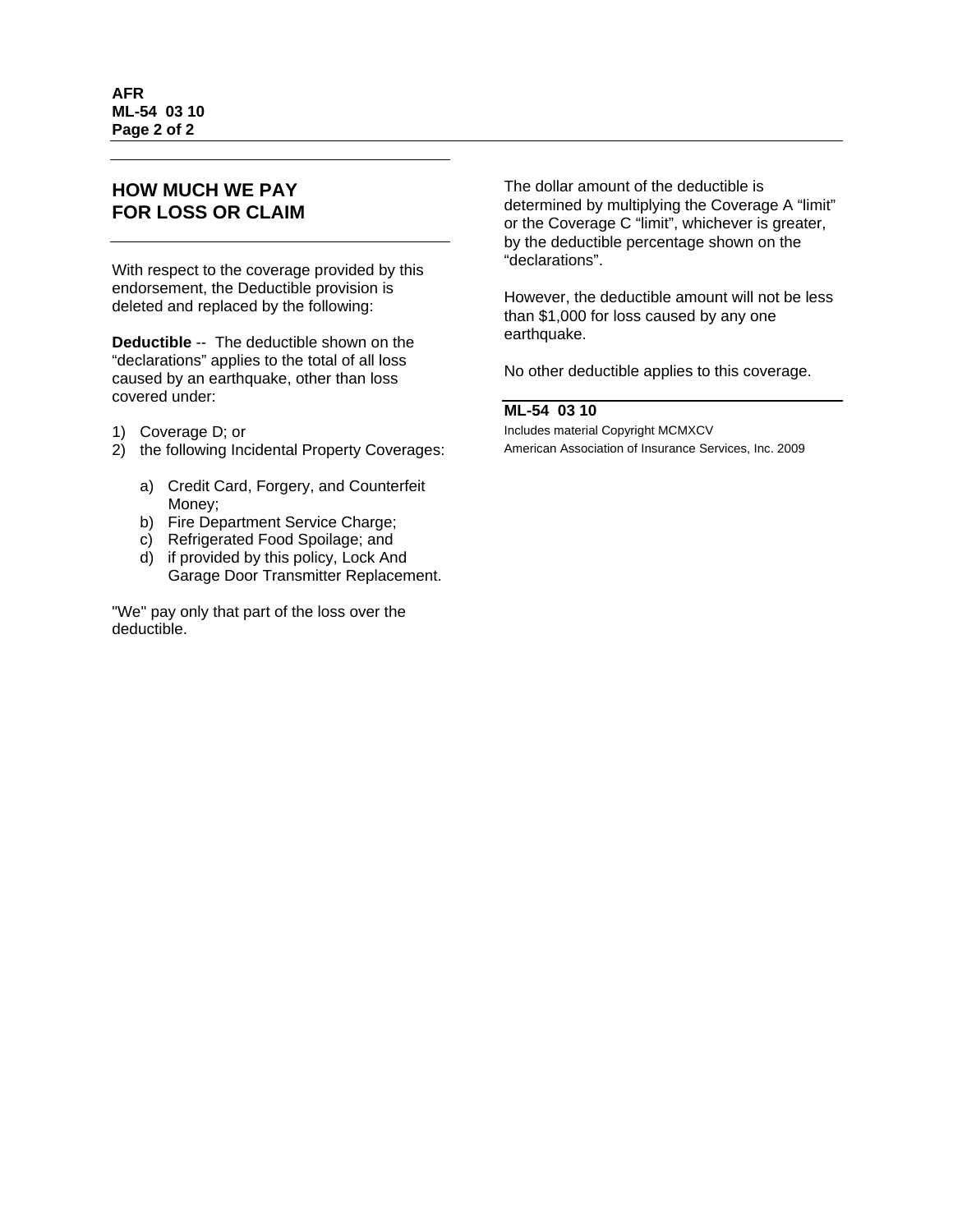## HOW MUCH WE PAY FOR LOSS OR CLAIM

With respect to the coverage provided by this endorsement, the Deductible provision is deleted and replaced by the following:

**Deductible** -- The deductible shown on the "declarations" applies to the total of all loss caused by an earthquake, other than loss covered under:

1) Coverage D; or
2) the following Incidental Property Coverages:

   a) Credit Card, Forgery, and Counterfeit Money;
   b) Fire Department Service Charge;
   c) Refrigerated Food Spoilage; and
   d) if provided by this policy, Lock And Garage Door Transmitter Replacement.

"We" pay only that part of the loss over the deductible.

The dollar amount of the deductible is determined by multiplying the Coverage A "limit" or the Coverage C "limit", whichever is greater, by the deductible percentage shown on the "declarations".

However, the deductible amount will not be less than $1,000 for loss caused by any one earthquake.

No other deductible applies to this coverage.

**ML-54 03 10**

Includes material Copyright MCMXCV
American Association of Insurance Services, Inc. 2009